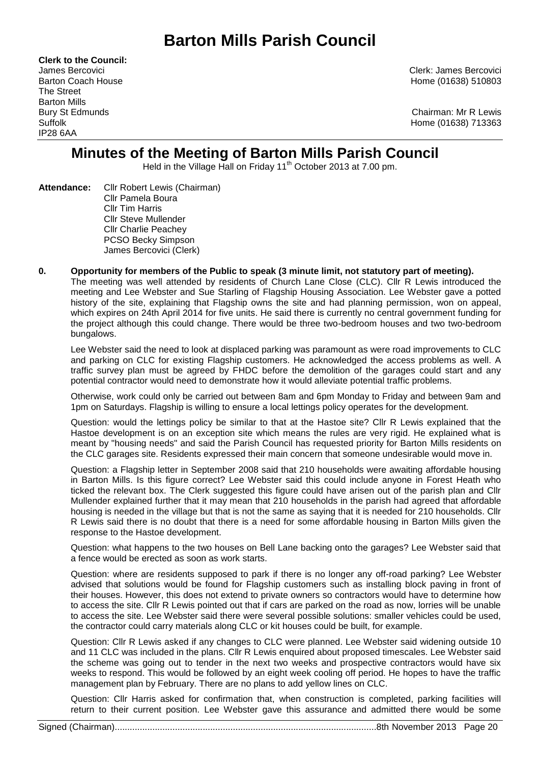# Barton Mills Parish Council

**Clerk to the Council:**
James Bercovici
Barton Coach House
The Street
Barton Mills
Bury St Edmunds
Suffolk
IP28 6AA

Clerk: James Bercovici
Home (01638) 510803

Chairman: Mr R Lewis
Home (01638) 713363

## Minutes of the Meeting of Barton Mills Parish Council

Held in the Village Hall on Friday 11th October 2013 at 7.00 pm.

**Attendance:** Cllr Robert Lewis (Chairman)
Cllr Pamela Boura
Cllr Tim Harris
Cllr Steve Mullender
Cllr Charlie Peachey
PCSO Becky Simpson
James Bercovici (Clerk)

**0. Opportunity for members of the Public to speak (3 minute limit, not statutory part of meeting).**

The meeting was well attended by residents of Church Lane Close (CLC). Cllr R Lewis introduced the meeting and Lee Webster and Sue Starling of Flagship Housing Association. Lee Webster gave a potted history of the site, explaining that Flagship owns the site and had planning permission, won on appeal, which expires on 24th April 2014 for five units. He said there is currently no central government funding for the project although this could change. There would be three two-bedroom houses and two two-bedroom bungalows.

Lee Webster said the need to look at displaced parking was paramount as were road improvements to CLC and parking on CLC for existing Flagship customers. He acknowledged the access problems as well. A traffic survey plan must be agreed by FHDC before the demolition of the garages could start and any potential contractor would need to demonstrate how it would alleviate potential traffic problems.

Otherwise, work could only be carried out between 8am and 6pm Monday to Friday and between 9am and 1pm on Saturdays. Flagship is willing to ensure a local lettings policy operates for the development.

Question: would the lettings policy be similar to that at the Hastoe site? Cllr R Lewis explained that the Hastoe development is on an exception site which means the rules are very rigid. He explained what is meant by "housing needs" and said the Parish Council has requested priority for Barton Mills residents on the CLC garages site. Residents expressed their main concern that someone undesirable would move in.

Question: a Flagship letter in September 2008 said that 210 households were awaiting affordable housing in Barton Mills. Is this figure correct? Lee Webster said this could include anyone in Forest Heath who ticked the relevant box. The Clerk suggested this figure could have arisen out of the parish plan and Cllr Mullender explained further that it may mean that 210 households in the parish had agreed that affordable housing is needed in the village but that is not the same as saying that it is needed for 210 households. Cllr R Lewis said there is no doubt that there is a need for some affordable housing in Barton Mills given the response to the Hastoe development.

Question: what happens to the two houses on Bell Lane backing onto the garages? Lee Webster said that a fence would be erected as soon as work starts.

Question: where are residents supposed to park if there is no longer any off-road parking? Lee Webster advised that solutions would be found for Flagship customers such as installing block paving in front of their houses. However, this does not extend to private owners so contractors would have to determine how to access the site. Cllr R Lewis pointed out that if cars are parked on the road as now, lorries will be unable to access the site. Lee Webster said there were several possible solutions: smaller vehicles could be used, the contractor could carry materials along CLC or kit houses could be built, for example.

Question: Cllr R Lewis asked if any changes to CLC were planned. Lee Webster said widening outside 10 and 11 CLC was included in the plans. Cllr R Lewis enquired about proposed timescales. Lee Webster said the scheme was going out to tender in the next two weeks and prospective contractors would have six weeks to respond. This would be followed by an eight week cooling off period. He hopes to have the traffic management plan by February. There are no plans to add yellow lines on CLC.

Question: Cllr Harris asked for confirmation that, when construction is completed, parking facilities will return to their current position. Lee Webster gave this assurance and admitted there would be some

Signed (Chairman).......................................................................................................8th November 2013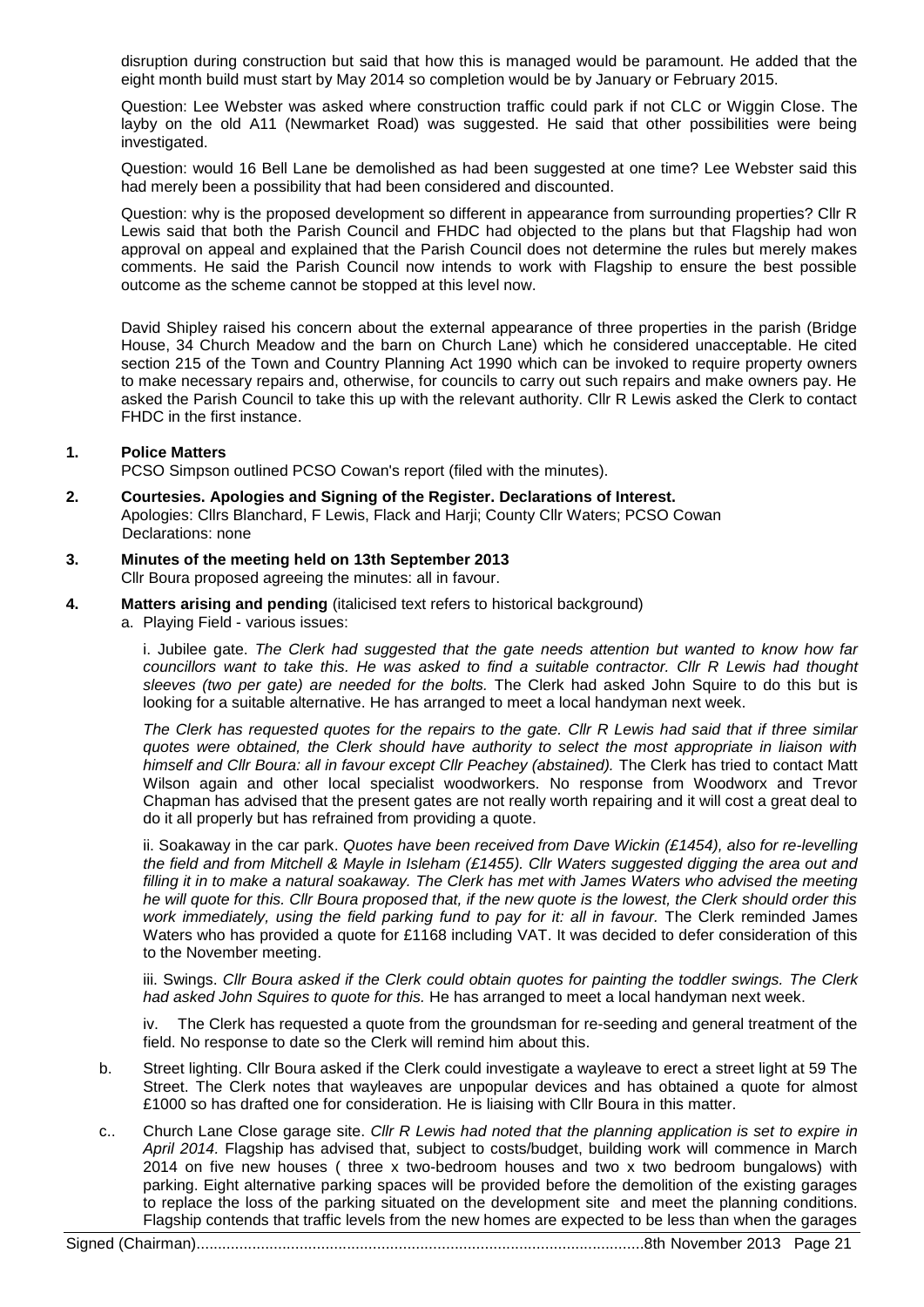disruption during construction but said that how this is managed would be paramount. He added that the eight month build must start by May 2014 so completion would be by January or February 2015.

Question: Lee Webster was asked where construction traffic could park if not CLC or Wiggin Close. The layby on the old A11 (Newmarket Road) was suggested. He said that other possibilities were being investigated.

Question: would 16 Bell Lane be demolished as had been suggested at one time? Lee Webster said this had merely been a possibility that had been considered and discounted.

Question: why is the proposed development so different in appearance from surrounding properties? Cllr R Lewis said that both the Parish Council and FHDC had objected to the plans but that Flagship had won approval on appeal and explained that the Parish Council does not determine the rules but merely makes comments. He said the Parish Council now intends to work with Flagship to ensure the best possible outcome as the scheme cannot be stopped at this level now.

David Shipley raised his concern about the external appearance of three properties in the parish (Bridge House, 34 Church Meadow and the barn on Church Lane) which he considered unacceptable. He cited section 215 of the Town and Country Planning Act 1990 which can be invoked to require property owners to make necessary repairs and, otherwise, for councils to carry out such repairs and make owners pay. He asked the Parish Council to take this up with the relevant authority. Cllr R Lewis asked the Clerk to contact FHDC in the first instance.

**1. Police Matters**

PCSO Simpson outlined PCSO Cowan's report (filed with the minutes).

**2. Courtesies. Apologies and Signing of the Register. Declarations of Interest.**

Apologies: Cllrs Blanchard, F Lewis, Flack and Harji; County Cllr Waters; PCSO Cowan
Declarations: none

**3. Minutes of the meeting held on 13th September 2013**

Cllr Boura proposed agreeing the minutes: all in favour.

**4. Matters arising and pending** (italicised text refers to historical background)

a. Playing Field - various issues:

i. Jubilee gate. *The Clerk had suggested that the gate needs attention but wanted to know how far councillors want to take this. He was asked to find a suitable contractor. Cllr R Lewis had thought sleeves (two per gate) are needed for the bolts.* The Clerk had asked John Squire to do this but is looking for a suitable alternative. He has arranged to meet a local handyman next week.

*The Clerk has requested quotes for the repairs to the gate. Cllr R Lewis had said that if three similar quotes were obtained, the Clerk should have authority to select the most appropriate in liaison with himself and Cllr Boura: all in favour except Cllr Peachey (abstained).* The Clerk has tried to contact Matt Wilson again and other local specialist woodworkers. No response from Woodworx and Trevor Chapman has advised that the present gates are not really worth repairing and it will cost a great deal to do it all properly but has refrained from providing a quote.

ii. Soakaway in the car park. *Quotes have been received from Dave Wickin (£1454), also for re-levelling the field and from Mitchell & Mayle in Isleham (£1455). Cllr Waters suggested digging the area out and filling it in to make a natural soakaway. The Clerk has met with James Waters who advised the meeting he will quote for this. Cllr Boura proposed that, if the new quote is the lowest, the Clerk should order this work immediately, using the field parking fund to pay for it: all in favour.* The Clerk reminded James Waters who has provided a quote for £1168 including VAT. It was decided to defer consideration of this to the November meeting.

iii. Swings. *Cllr Boura asked if the Clerk could obtain quotes for painting the toddler swings. The Clerk had asked John Squires to quote for this.* He has arranged to meet a local handyman next week.

iv. The Clerk has requested a quote from the groundsman for re-seeding and general treatment of the field. No response to date so the Clerk will remind him about this.

b. Street lighting. Cllr Boura asked if the Clerk could investigate a wayleave to erect a street light at 59 The Street. The Clerk notes that wayleaves are unpopular devices and has obtained a quote for almost £1000 so has drafted one for consideration. He is liaising with Cllr Boura in this matter.

c.. Church Lane Close garage site. *Cllr R Lewis had noted that the planning application is set to expire in April 2014.* Flagship has advised that, subject to costs/budget, building work will commence in March 2014 on five new houses ( three x two-bedroom houses and two x two bedroom bungalows) with parking. Eight alternative parking spaces will be provided before the demolition of the existing garages to replace the loss of the parking situated on the development site and meet the planning conditions. Flagship contends that traffic levels from the new homes are expected to be less than when the garages

Signed (Chairman)........................................................................................................8th November 2013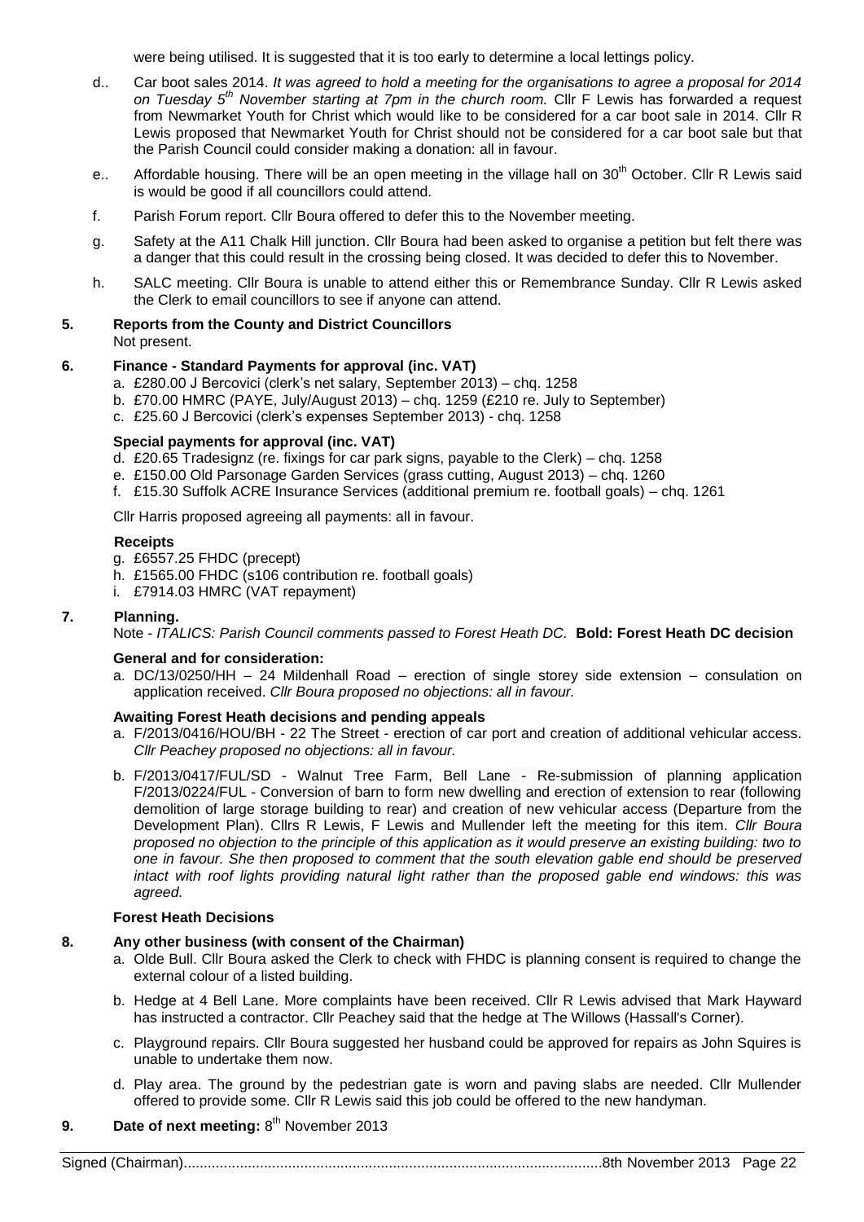were being utilised. It is suggested that it is too early to determine a local lettings policy.

d.. Car boot sales 2014. *It was agreed to hold a meeting for the organisations to agree a proposal for 2014 on Tuesday 5th November starting at 7pm in the church room.* Cllr F Lewis has forwarded a request from Newmarket Youth for Christ which would like to be considered for a car boot sale in 2014. Cllr R Lewis proposed that Newmarket Youth for Christ should not be considered for a car boot sale but that the Parish Council could consider making a donation: all in favour.

e.. Affordable housing. There will be an open meeting in the village hall on 30th October. Cllr R Lewis said is would be good if all councillors could attend.

f. Parish Forum report. Cllr Boura offered to defer this to the November meeting.

g. Safety at the A11 Chalk Hill junction. Cllr Boura had been asked to organise a petition but felt there was a danger that this could result in the crossing being closed. It was decided to defer this to November.

h. SALC meeting. Cllr Boura is unable to attend either this or Remembrance Sunday. Cllr R Lewis asked the Clerk to email councillors to see if anyone can attend.

## 5. Reports from the County and District Councillors

Not present.

## 6. Finance - Standard Payments for approval (inc. VAT)

a. £280.00 J Bercovici (clerk's net salary, September 2013) – chq. 1258
b. £70.00 HMRC (PAYE, July/August 2013) – chq. 1259 (£210 re. July to September)
c. £25.60 J Bercovici (clerk's expenses September 2013) - chq. 1258

**Special payments for approval (inc. VAT)**

d. £20.65 Tradesignz (re. fixings for car park signs, payable to the Clerk) – chq. 1258
e. £150.00 Old Parsonage Garden Services (grass cutting, August 2013) – chq. 1260
f. £15.30 Suffolk ACRE Insurance Services (additional premium re. football goals) – chq. 1261

Cllr Harris proposed agreeing all payments: all in favour.

**Receipts**

g. £6557.25 FHDC (precept)
h. £1565.00 FHDC (s106 contribution re. football goals)
i. £7914.03 HMRC (VAT repayment)

## 7. Planning.

Note - *ITALICS: Parish Council comments passed to Forest Heath DC.* **Bold: Forest Heath DC decision**

**General and for consideration:**

a. DC/13/0250/HH – 24 Mildenhall Road – erection of single storey side extension – consulation on application received. *Cllr Boura proposed no objections: all in favour.*

**Awaiting Forest Heath decisions and pending appeals**

a. F/2013/0416/HOU/BH - 22 The Street - erection of car port and creation of additional vehicular access. *Cllr Peachey proposed no objections: all in favour.*

b. F/2013/0417/FUL/SD - Walnut Tree Farm, Bell Lane - Re-submission of planning application F/2013/0224/FUL - Conversion of barn to form new dwelling and erection of extension to rear (following demolition of large storage building to rear) and creation of new vehicular access (Departure from the Development Plan). Cllrs R Lewis, F Lewis and Mullender left the meeting for this item. *Cllr Boura proposed no objection to the principle of this application as it would preserve an existing building: two to one in favour. She then proposed to comment that the south elevation gable end should be preserved intact with roof lights providing natural light rather than the proposed gable end windows: this was agreed.*

**Forest Heath Decisions**

## 8. Any other business (with consent of the Chairman)

a. Olde Bull. Cllr Boura asked the Clerk to check with FHDC is planning consent is required to change the external colour of a listed building.

b. Hedge at 4 Bell Lane. More complaints have been received. Cllr R Lewis advised that Mark Hayward has instructed a contractor. Cllr Peachey said that the hedge at The Willows (Hassall's Corner).

c. Playground repairs. Cllr Boura suggested her husband could be approved for repairs as John Squires is unable to undertake them now.

d. Play area. The ground by the pedestrian gate is worn and paving slabs are needed. Cllr Mullender offered to provide some. Cllr R Lewis said this job could be offered to the new handyman.

## 9. Date of next meeting: 8th November 2013

Signed (Chairman)........................................................................................................8th November 2013